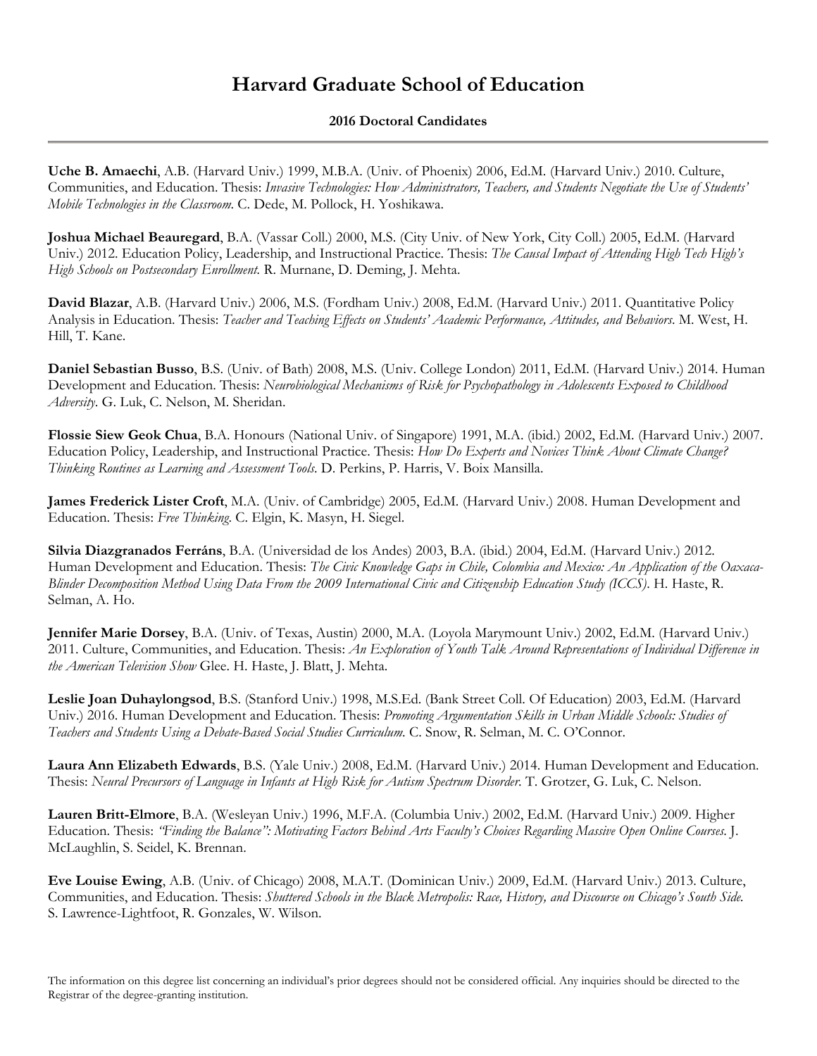# Harvard Graduate School of Education

## 2016 Doctoral Candidates

---

**Uche B. Amaechi**, A.B. (Harvard Univ.) 1999, M.B.A. (Univ. of Phoenix) 2006, Ed.M. (Harvard Univ.) 2010. Culture, Communities, and Education. Thesis: *Invasive Technologies: How Administrators, Teachers, and Students Negotiate the Use of Students' Mobile Technologies in the Classroom.* C. Dede, M. Pollock, H. Yoshikawa.

**Joshua Michael Beauregard**, B.A. (Vassar Coll.) 2000, M.S. (City Univ. of New York, City Coll.) 2005, Ed.M. (Harvard Univ.) 2012. Education Policy, Leadership, and Instructional Practice. Thesis: *The Causal Impact of Attending High Tech High's High Schools on Postsecondary Enrollment.* R. Murnane, D. Deming, J. Mehta.

**David Blazar**, A.B. (Harvard Univ.) 2006, M.S. (Fordham Univ.) 2008, Ed.M. (Harvard Univ.) 2011. Quantitative Policy Analysis in Education. Thesis: *Teacher and Teaching Effects on Students' Academic Performance, Attitudes, and Behaviors.* M. West, H. Hill, T. Kane.

**Daniel Sebastian Busso**, B.S. (Univ. of Bath) 2008, M.S. (Univ. College London) 2011, Ed.M. (Harvard Univ.) 2014. Human Development and Education. Thesis: *Neurobiological Mechanisms of Risk for Psychopathology in Adolescents Exposed to Childhood Adversity.* G. Luk, C. Nelson, M. Sheridan.

**Flossie Siew Geok Chua**, B.A. Honours (National Univ. of Singapore) 1991, M.A. (ibid.) 2002, Ed.M. (Harvard Univ.) 2007. Education Policy, Leadership, and Instructional Practice. Thesis: *How Do Experts and Novices Think About Climate Change? Thinking Routines as Learning and Assessment Tools.* D. Perkins, P. Harris, V. Boix Mansilla.

**James Frederick Lister Croft**, M.A. (Univ. of Cambridge) 2005, Ed.M. (Harvard Univ.) 2008. Human Development and Education. Thesis: *Free Thinking.* C. Elgin, K. Masyn, H. Siegel.

**Silvia Diazgranados Ferráns**, B.A. (Universidad de los Andes) 2003, B.A. (ibid.) 2004, Ed.M. (Harvard Univ.) 2012. Human Development and Education. Thesis: *The Civic Knowledge Gaps in Chile, Colombia and Mexico: An Application of the Oaxaca-Blinder Decomposition Method Using Data From the 2009 International Civic and Citizenship Education Study (ICCS).* H. Haste, R. Selman, A. Ho.

**Jennifer Marie Dorsey**, B.A. (Univ. of Texas, Austin) 2000, M.A. (Loyola Marymount Univ.) 2002, Ed.M. (Harvard Univ.) 2011. Culture, Communities, and Education. Thesis: *An Exploration of Youth Talk Around Representations of Individual Difference in the American Television Show* Glee. H. Haste, J. Blatt, J. Mehta.

**Leslie Joan Duhaylongsod**, B.S. (Stanford Univ.) 1998, M.S.Ed. (Bank Street Coll. Of Education) 2003, Ed.M. (Harvard Univ.) 2016. Human Development and Education. Thesis: *Promoting Argumentation Skills in Urban Middle Schools: Studies of Teachers and Students Using a Debate-Based Social Studies Curriculum.* C. Snow, R. Selman, M. C. O'Connor.

**Laura Ann Elizabeth Edwards**, B.S. (Yale Univ.) 2008, Ed.M. (Harvard Univ.) 2014. Human Development and Education. Thesis: *Neural Precursors of Language in Infants at High Risk for Autism Spectrum Disorder.* T. Grotzer, G. Luk, C. Nelson.

**Lauren Britt-Elmore**, B.A. (Wesleyan Univ.) 1996, M.F.A. (Columbia Univ.) 2002, Ed.M. (Harvard Univ.) 2009. Higher Education. Thesis: *"Finding the Balance": Motivating Factors Behind Arts Faculty's Choices Regarding Massive Open Online Courses.* J. McLaughlin, S. Seidel, K. Brennan.

**Eve Louise Ewing**, A.B. (Univ. of Chicago) 2008, M.A.T. (Dominican Univ.) 2009, Ed.M. (Harvard Univ.) 2013. Culture, Communities, and Education. Thesis: *Shuttered Schools in the Black Metropolis: Race, History, and Discourse on Chicago's South Side.* S. Lawrence-Lightfoot, R. Gonzales, W. Wilson.

The information on this degree list concerning an individual's prior degrees should not be considered official. Any inquiries should be directed to the Registrar of the degree-granting institution.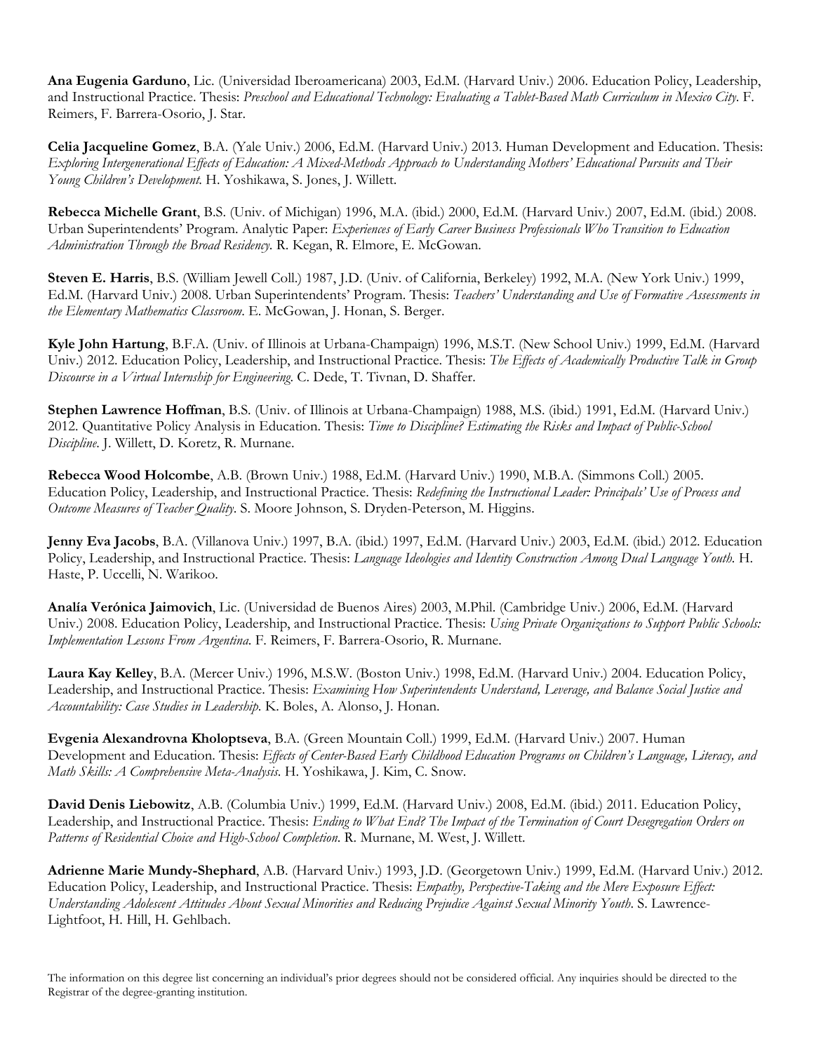**Ana Eugenia Garduno**, Lic. (Universidad Iberoamericana) 2003, Ed.M. (Harvard Univ.) 2006. Education Policy, Leadership, and Instructional Practice. Thesis: *Preschool and Educational Technology: Evaluating a Tablet-Based Math Curriculum in Mexico City.* F. Reimers, F. Barrera-Osorio, J. Star.

**Celia Jacqueline Gomez**, B.A. (Yale Univ.) 2006, Ed.M. (Harvard Univ.) 2013. Human Development and Education. Thesis: *Exploring Intergenerational Effects of Education: A Mixed-Methods Approach to Understanding Mothers' Educational Pursuits and Their Young Children's Development.* H. Yoshikawa, S. Jones, J. Willett.

**Rebecca Michelle Grant**, B.S. (Univ. of Michigan) 1996, M.A. (ibid.) 2000, Ed.M. (Harvard Univ.) 2007, Ed.M. (ibid.) 2008. Urban Superintendents' Program. Analytic Paper: *Experiences of Early Career Business Professionals Who Transition to Education Administration Through the Broad Residency.* R. Kegan, R. Elmore, E. McGowan.

**Steven E. Harris**, B.S. (William Jewell Coll.) 1987, J.D. (Univ. of California, Berkeley) 1992, M.A. (New York Univ.) 1999, Ed.M. (Harvard Univ.) 2008. Urban Superintendents' Program. Thesis: *Teachers' Understanding and Use of Formative Assessments in the Elementary Mathematics Classroom.* E. McGowan, J. Honan, S. Berger.

**Kyle John Hartung**, B.F.A. (Univ. of Illinois at Urbana-Champaign) 1996, M.S.T. (New School Univ.) 1999, Ed.M. (Harvard Univ.) 2012. Education Policy, Leadership, and Instructional Practice. Thesis: *The Effects of Academically Productive Talk in Group Discourse in a Virtual Internship for Engineering.* C. Dede, T. Tivnan, D. Shaffer.

**Stephen Lawrence Hoffman**, B.S. (Univ. of Illinois at Urbana-Champaign) 1988, M.S. (ibid.) 1991, Ed.M. (Harvard Univ.) 2012. Quantitative Policy Analysis in Education. Thesis: *Time to Discipline? Estimating the Risks and Impact of Public-School Discipline.* J. Willett, D. Koretz, R. Murnane.

**Rebecca Wood Holcombe**, A.B. (Brown Univ.) 1988, Ed.M. (Harvard Univ.) 1990, M.B.A. (Simmons Coll.) 2005. Education Policy, Leadership, and Instructional Practice. Thesis: *Redefining the Instructional Leader: Principals' Use of Process and Outcome Measures of Teacher Quality.* S. Moore Johnson, S. Dryden-Peterson, M. Higgins.

**Jenny Eva Jacobs**, B.A. (Villanova Univ.) 1997, B.A. (ibid.) 1997, Ed.M. (Harvard Univ.) 2003, Ed.M. (ibid.) 2012. Education Policy, Leadership, and Instructional Practice. Thesis: *Language Ideologies and Identity Construction Among Dual Language Youth.* H. Haste, P. Uccelli, N. Warikoo.

**Analía Verónica Jaimovich**, Lic. (Universidad de Buenos Aires) 2003, M.Phil. (Cambridge Univ.) 2006, Ed.M. (Harvard Univ.) 2008. Education Policy, Leadership, and Instructional Practice. Thesis: *Using Private Organizations to Support Public Schools: Implementation Lessons From Argentina.* F. Reimers, F. Barrera-Osorio, R. Murnane.

**Laura Kay Kelley**, B.A. (Mercer Univ.) 1996, M.S.W. (Boston Univ.) 1998, Ed.M. (Harvard Univ.) 2004. Education Policy, Leadership, and Instructional Practice. Thesis: *Examining How Superintendents Understand, Leverage, and Balance Social Justice and Accountability: Case Studies in Leadership.* K. Boles, A. Alonso, J. Honan.

**Evgenia Alexandrovna Kholoptseva**, B.A. (Green Mountain Coll.) 1999, Ed.M. (Harvard Univ.) 2007. Human Development and Education. Thesis: *Effects of Center-Based Early Childhood Education Programs on Children's Language, Literacy, and Math Skills: A Comprehensive Meta-Analysis.* H. Yoshikawa, J. Kim, C. Snow.

**David Denis Liebowitz**, A.B. (Columbia Univ.) 1999, Ed.M. (Harvard Univ.) 2008, Ed.M. (ibid.) 2011. Education Policy, Leadership, and Instructional Practice. Thesis: *Ending to What End? The Impact of the Termination of Court Desegregation Orders on Patterns of Residential Choice and High-School Completion.* R. Murnane, M. West, J. Willett.

**Adrienne Marie Mundy-Shephard**, A.B. (Harvard Univ.) 1993, J.D. (Georgetown Univ.) 1999, Ed.M. (Harvard Univ.) 2012. Education Policy, Leadership, and Instructional Practice. Thesis: *Empathy, Perspective-Taking and the Mere Exposure Effect: Understanding Adolescent Attitudes About Sexual Minorities and Reducing Prejudice Against Sexual Minority Youth.* S. Lawrence-Lightfoot, H. Hill, H. Gehlbach.

The information on this degree list concerning an individual's prior degrees should not be considered official. Any inquiries should be directed to the Registrar of the degree-granting institution.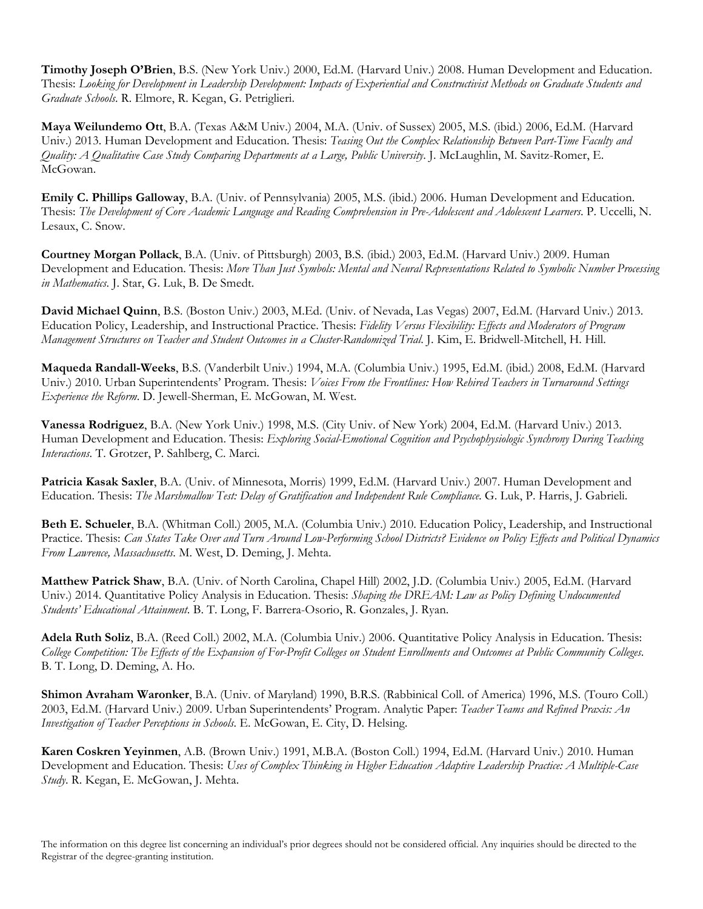**Timothy Joseph O'Brien**, B.S. (New York Univ.) 2000, Ed.M. (Harvard Univ.) 2008. Human Development and Education. Thesis: *Looking for Development in Leadership Development: Impacts of Experiential and Constructivist Methods on Graduate Students and Graduate Schools*. R. Elmore, R. Kegan, G. Petriglieri.

**Maya Weilundemo Ott**, B.A. (Texas A&M Univ.) 2004, M.A. (Univ. of Sussex) 2005, M.S. (ibid.) 2006, Ed.M. (Harvard Univ.) 2013. Human Development and Education. Thesis: *Teasing Out the Complex Relationship Between Part-Time Faculty and Quality: A Qualitative Case Study Comparing Departments at a Large, Public University*. J. McLaughlin, M. Savitz-Romer, E. McGowan.

**Emily C. Phillips Galloway**, B.A. (Univ. of Pennsylvania) 2005, M.S. (ibid.) 2006. Human Development and Education. Thesis: *The Development of Core Academic Language and Reading Comprehension in Pre-Adolescent and Adolescent Learners*. P. Uccelli, N. Lesaux, C. Snow.

**Courtney Morgan Pollack**, B.A. (Univ. of Pittsburgh) 2003, B.S. (ibid.) 2003, Ed.M. (Harvard Univ.) 2009. Human Development and Education. Thesis: *More Than Just Symbols: Mental and Neural Representations Related to Symbolic Number Processing in Mathematics*. J. Star, G. Luk, B. De Smedt.

**David Michael Quinn**, B.S. (Boston Univ.) 2003, M.Ed. (Univ. of Nevada, Las Vegas) 2007, Ed.M. (Harvard Univ.) 2013. Education Policy, Leadership, and Instructional Practice. Thesis: *Fidelity Versus Flexibility: Effects and Moderators of Program Management Structures on Teacher and Student Outcomes in a Cluster-Randomized Trial*. J. Kim, E. Bridwell-Mitchell, H. Hill.

**Maqueda Randall-Weeks**, B.S. (Vanderbilt Univ.) 1994, M.A. (Columbia Univ.) 1995, Ed.M. (ibid.) 2008, Ed.M. (Harvard Univ.) 2010. Urban Superintendents' Program. Thesis: *Voices From the Frontlines: How Rehired Teachers in Turnaround Settings Experience the Reform*. D. Jewell-Sherman, E. McGowan, M. West.

**Vanessa Rodriguez**, B.A. (New York Univ.) 1998, M.S. (City Univ. of New York) 2004, Ed.M. (Harvard Univ.) 2013. Human Development and Education. Thesis: *Exploring Social-Emotional Cognition and Psychophysiologic Synchrony During Teaching Interactions*. T. Grotzer, P. Sahlberg, C. Marci.

**Patricia Kasak Saxler**, B.A. (Univ. of Minnesota, Morris) 1999, Ed.M. (Harvard Univ.) 2007. Human Development and Education. Thesis: *The Marshmallow Test: Delay of Gratification and Independent Rule Compliance*. G. Luk, P. Harris, J. Gabrieli.

**Beth E. Schueler**, B.A. (Whitman Coll.) 2005, M.A. (Columbia Univ.) 2010. Education Policy, Leadership, and Instructional Practice. Thesis: *Can States Take Over and Turn Around Low-Performing School Districts? Evidence on Policy Effects and Political Dynamics From Lawrence, Massachusetts*. M. West, D. Deming, J. Mehta.

**Matthew Patrick Shaw**, B.A. (Univ. of North Carolina, Chapel Hill) 2002, J.D. (Columbia Univ.) 2005, Ed.M. (Harvard Univ.) 2014. Quantitative Policy Analysis in Education. Thesis: *Shaping the DREAM: Law as Policy Defining Undocumented Students' Educational Attainment*. B. T. Long, F. Barrera-Osorio, R. Gonzales, J. Ryan.

**Adela Ruth Soliz**, B.A. (Reed Coll.) 2002, M.A. (Columbia Univ.) 2006. Quantitative Policy Analysis in Education. Thesis: *College Competition: The Effects of the Expansion of For-Profit Colleges on Student Enrollments and Outcomes at Public Community Colleges*. B. T. Long, D. Deming, A. Ho.

**Shimon Avraham Waronker**, B.A. (Univ. of Maryland) 1990, B.R.S. (Rabbinical Coll. of America) 1996, M.S. (Touro Coll.) 2003, Ed.M. (Harvard Univ.) 2009. Urban Superintendents' Program. Analytic Paper: *Teacher Teams and Refined Praxis: An Investigation of Teacher Perceptions in Schools*. E. McGowan, E. City, D. Helsing.

**Karen Coskren Yeyinmen**, A.B. (Brown Univ.) 1991, M.B.A. (Boston Coll.) 1994, Ed.M. (Harvard Univ.) 2010. Human Development and Education. Thesis: *Uses of Complex Thinking in Higher Education Adaptive Leadership Practice: A Multiple-Case Study*. R. Kegan, E. McGowan, J. Mehta.

The information on this degree list concerning an individual's prior degrees should not be considered official. Any inquiries should be directed to the Registrar of the degree-granting institution.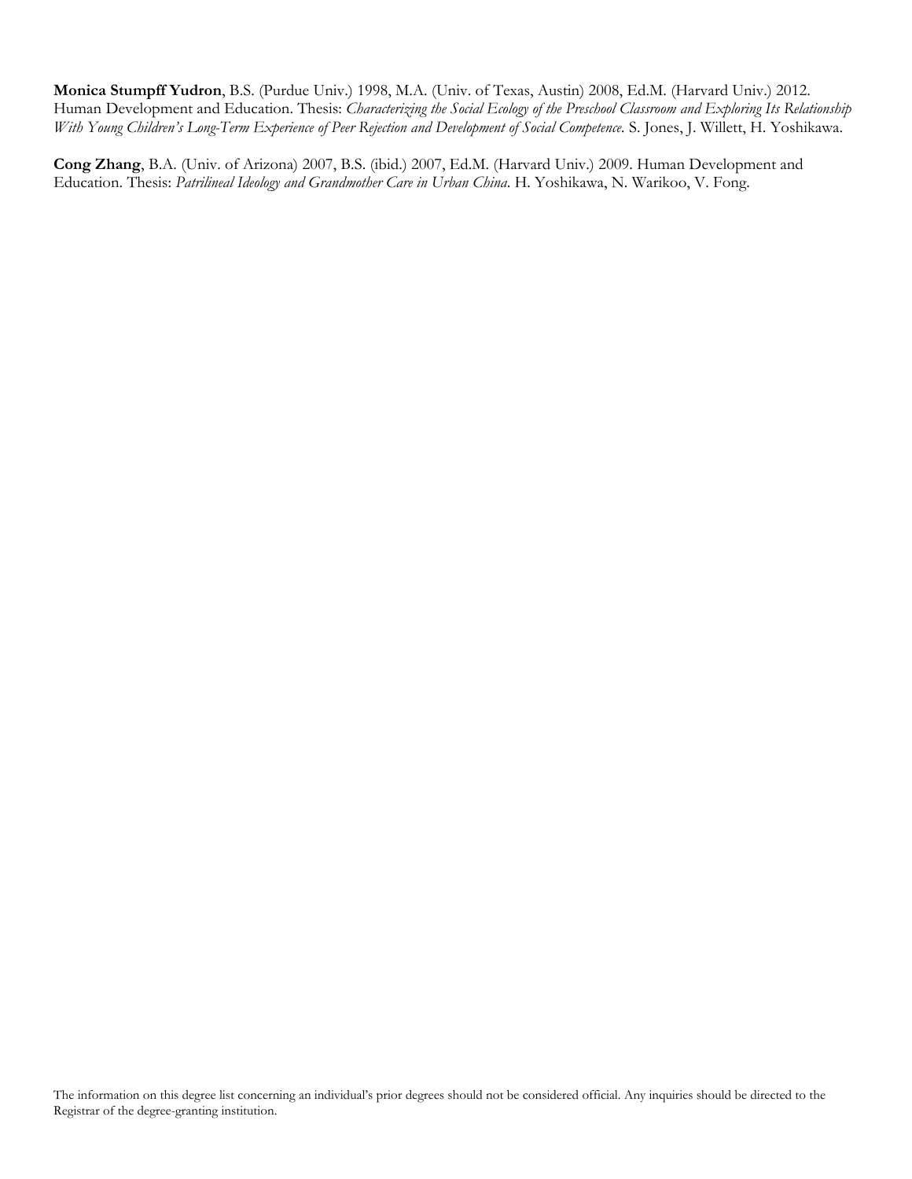**Monica Stumpff Yudron**, B.S. (Purdue Univ.) 1998, M.A. (Univ. of Texas, Austin) 2008, Ed.M. (Harvard Univ.) 2012. Human Development and Education. Thesis: *Characterizing the Social Ecology of the Preschool Classroom and Exploring Its Relationship With Young Children's Long-Term Experience of Peer Rejection and Development of Social Competence.* S. Jones, J. Willett, H. Yoshikawa.

**Cong Zhang**, B.A. (Univ. of Arizona) 2007, B.S. (ibid.) 2007, Ed.M. (Harvard Univ.) 2009. Human Development and Education. Thesis: *Patrilineal Ideology and Grandmother Care in Urban China.* H. Yoshikawa, N. Warikoo, V. Fong.

The information on this degree list concerning an individual's prior degrees should not be considered official. Any inquiries should be directed to the Registrar of the degree-granting institution.